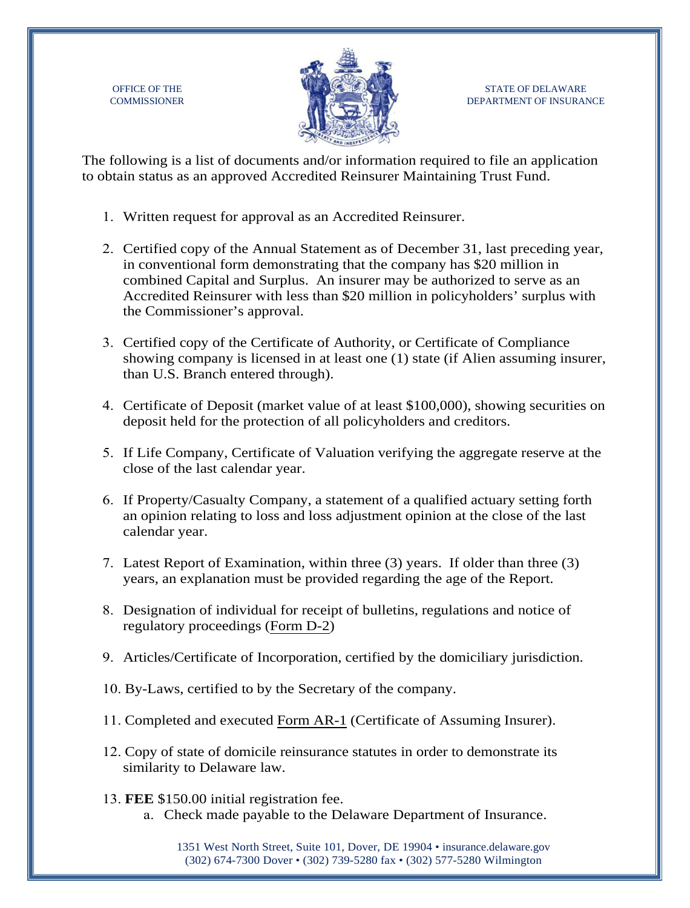OFFICE OF THE COMMISSIONER

STATE OF DELAWARE DEPARTMENT OF INSURANCE

The following is a list of documents and/or information required to file an application to obtain status as an approved Accredited Reinsurer Maintaining Trust Fund.

1. Written request for approval as an Accredited Reinsurer.

2. Certified copy of the Annual Statement as of December 31, last preceding year, in conventional form demonstrating that the company has $20 million in combined Capital and Surplus. An insurer may be authorized to serve as an Accredited Reinsurer with less than $20 million in policyholders' surplus with the Commissioner's approval.

3. Certified copy of the Certificate of Authority, or Certificate of Compliance showing company is licensed in at least one (1) state (if Alien assuming insurer, than U.S. Branch entered through).

4. Certificate of Deposit (market value of at least $100,000), showing securities on deposit held for the protection of all policyholders and creditors.

5. If Life Company, Certificate of Valuation verifying the aggregate reserve at the close of the last calendar year.

6. If Property/Casualty Company, a statement of a qualified actuary setting forth an opinion relating to loss and loss adjustment opinion at the close of the last calendar year.

7. Latest Report of Examination, within three (3) years. If older than three (3) years, an explanation must be provided regarding the age of the Report.

8. Designation of individual for receipt of bulletins, regulations and notice of regulatory proceedings (Form D-2)

9. Articles/Certificate of Incorporation, certified by the domiciliary jurisdiction.

10. By-Laws, certified to by the Secretary of the company.

11. Completed and executed Form AR-1 (Certificate of Assuming Insurer).

12. Copy of state of domicile reinsurance statutes in order to demonstrate its similarity to Delaware law.

13. **FEE** $150.00 initial registration fee.
    a. Check made payable to the Delaware Department of Insurance.

1351 West North Street, Suite 101, Dover, DE 19904 • insurance.delaware.gov
(302) 674-7300 Dover • (302) 739-5280 fax • (302) 577-5280 Wilmington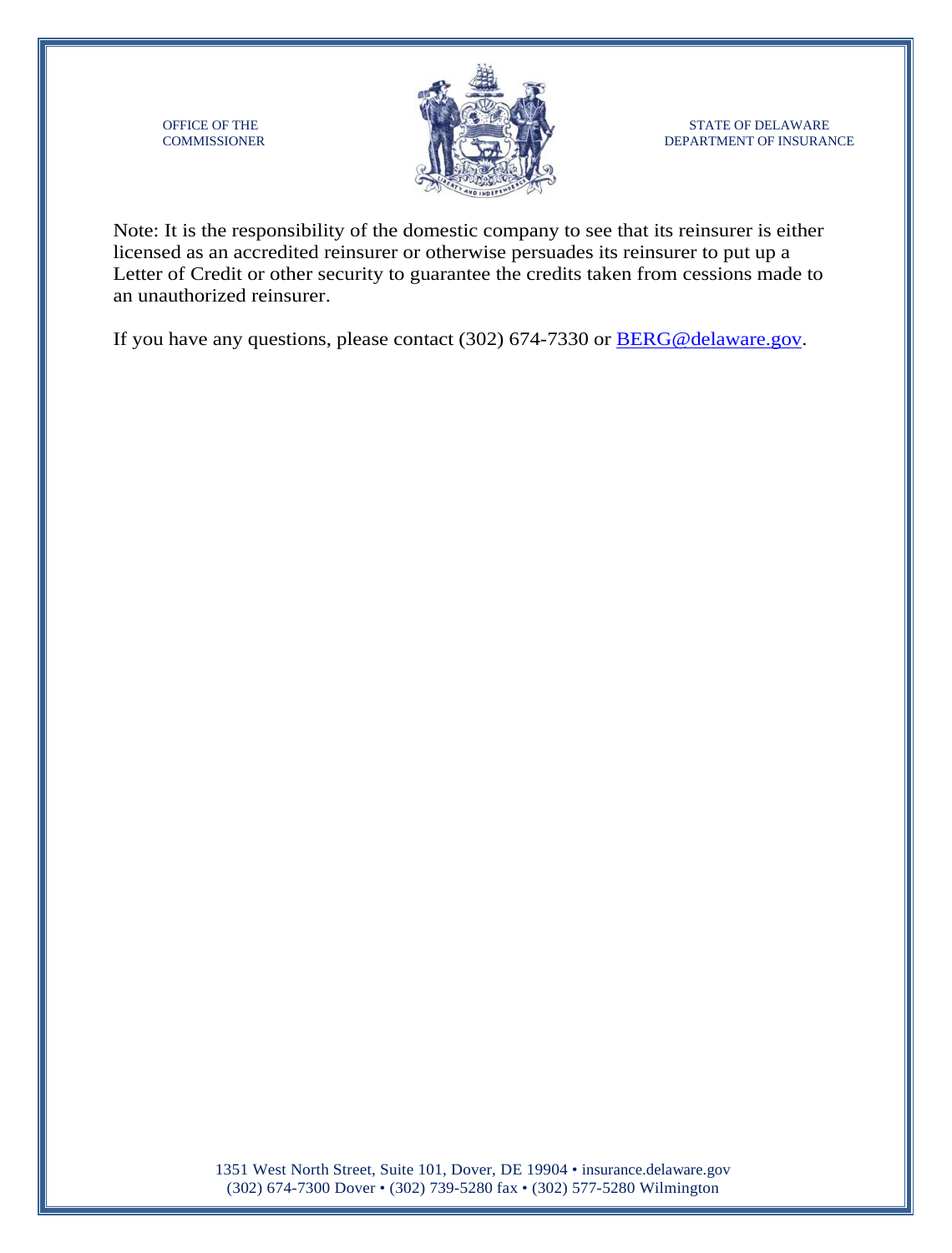Note: It is the responsibility of the domestic company to see that its reinsurer is either licensed as an accredited reinsurer or otherwise persuades its reinsurer to put up a Letter of Credit or other security to guarantee the credits taken from cessions made to an unauthorized reinsurer.

If you have any questions, please contact (302) 674-7330 or BERG@delaware.gov.